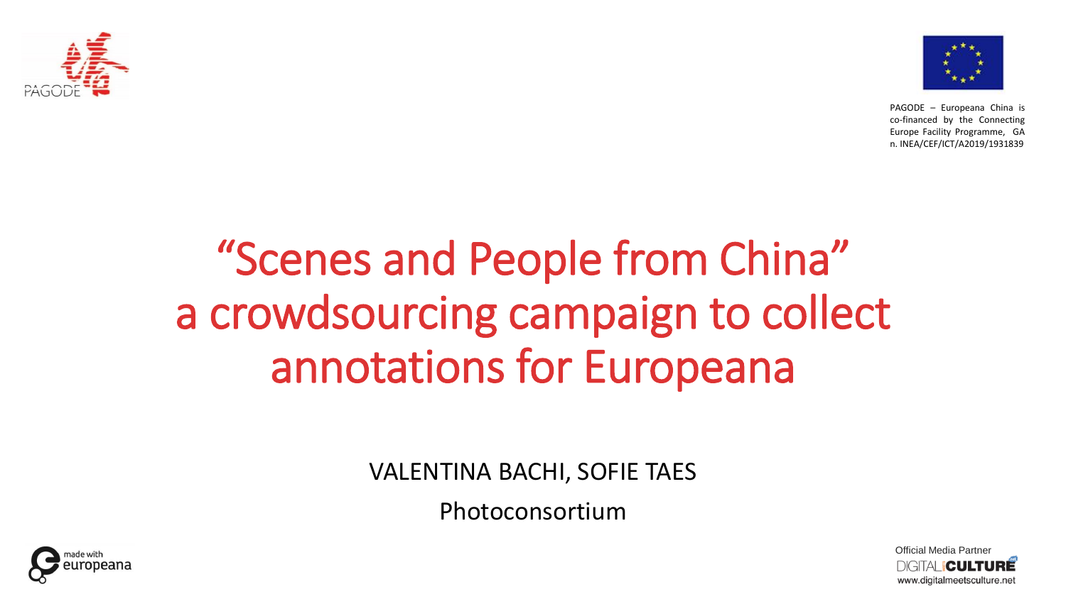PAGODE

PAGODE – Europeana China is co-financed by the Connecting Europe Facility Programme, GA n. INEA/CEF/ICT/A2019/1931839

# "Scenes and People from China" a crowdsourcing campaign to collect annotations for Europeana

VALENTINA BACHI, SOFIE TAES

Photoconsortium

made with europeana

Official Media Partner DIGITAL CULTURE www.digitalmeetsculture.net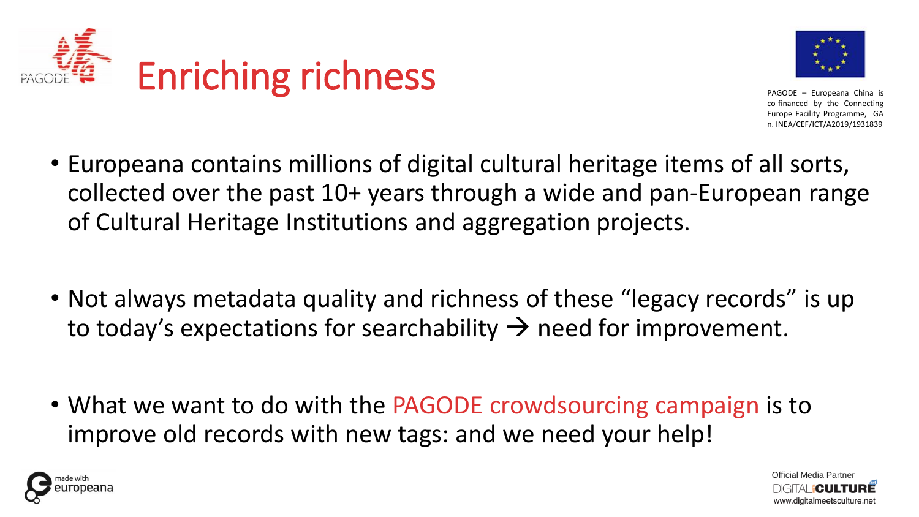# Enriching richness

PAGODE – Europeana China is co-financed by the Connecting Europe Facility Programme, GA n. INEA/CEF/ICT/A2019/1931839

- Europeana contains millions of digital cultural heritage items of all sorts, collected over the past 10+ years through a wide and pan-European range of Cultural Heritage Institutions and aggregation projects.
- Not always metadata quality and richness of these “legacy records” is up to today’s expectations for searchability → need for improvement.
- What we want to do with the PAGODE crowdsourcing campaign is to improve old records with new tags: and we need your help!

made with europeana

Official Media Partner DIGITAL CULTURE www.digitalmeetsculture.net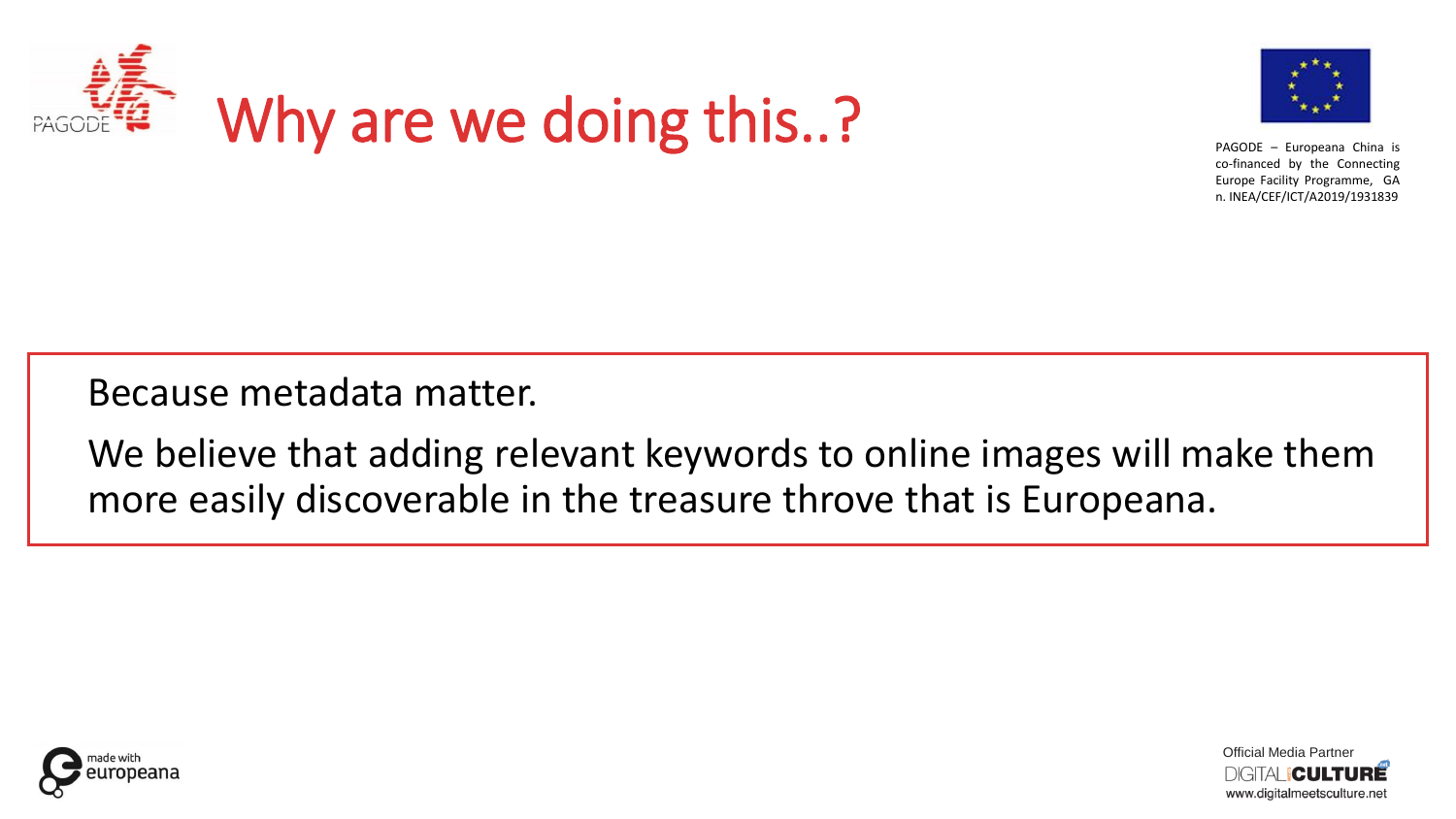# Why are we doing this..?

PAGODE – Europeana China is co-financed by the Connecting Europe Facility Programme, GA n. INEA/CEF/ICT/A2019/1931839

Because metadata matter.

We believe that adding relevant keywords to online images will make them more easily discoverable in the treasure throve that is Europeana.

made with europeana

Official Media Partner
DIGITAL CULTURE
www.digitalmeetsculture.net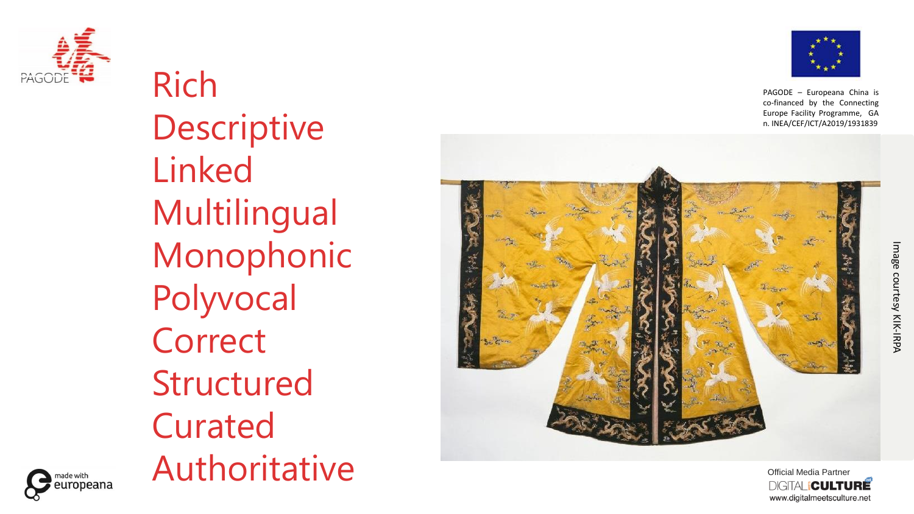Rich
Descriptive
Linked
Multilingual
Monophonic
Polyvocal
Correct
Structured
Curated
Authoritative

PAGODE – Europeana China is co-financed by the Connecting Europe Facility Programme, GA n. INEA/CEF/ICT/A2019/1931839

Image courtesy KIK-IRPA

Official Media Partner
DIGITAL CULTURE
www.digitalmeetsculture.net

made with europeana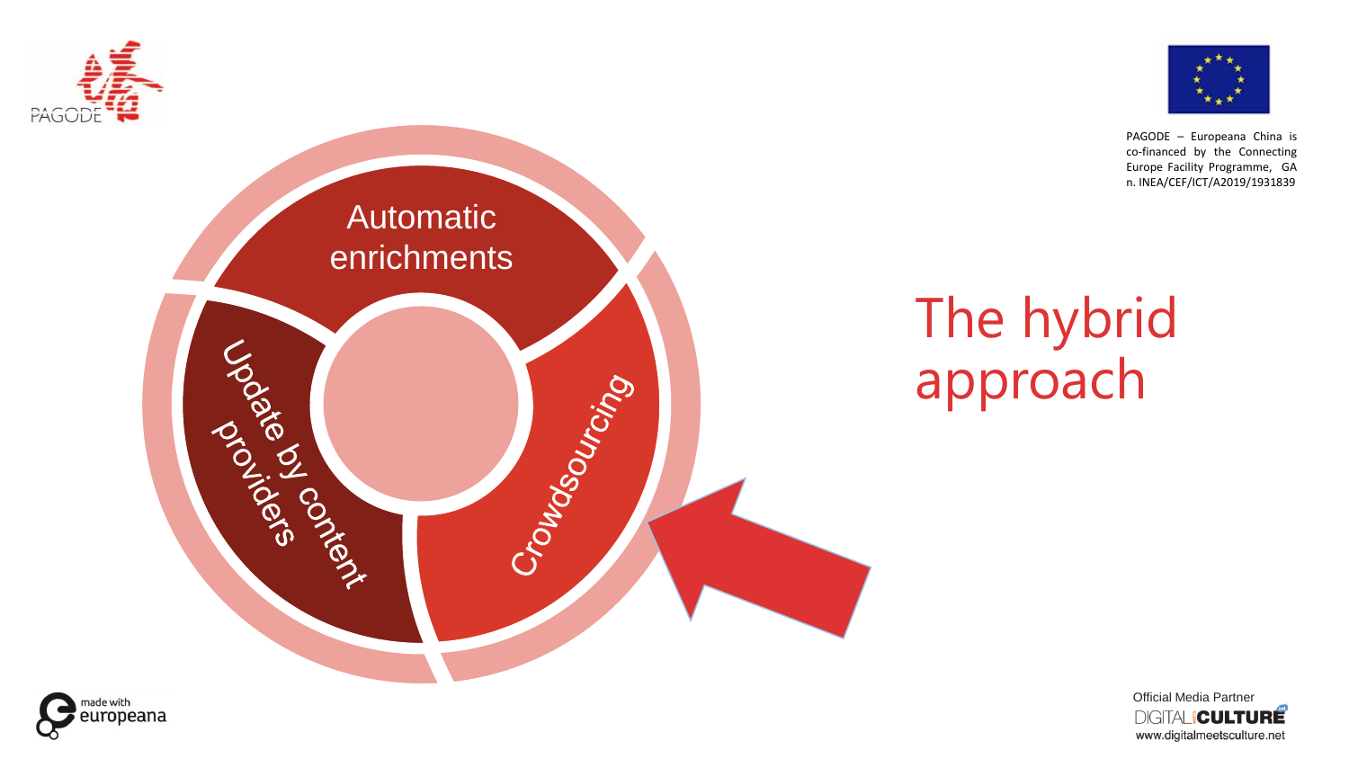PAGODE – Europeana China is co-financed by the Connecting Europe Facility Programme, GA n. INEA/CEF/ICT/A2019/1931839

# The hybrid approach

- Automatic enrichments
- Update by content providers
- Crowdsourcing

Official Media Partner
DIGITAL CULTURE
www.digitalmeetsculture.net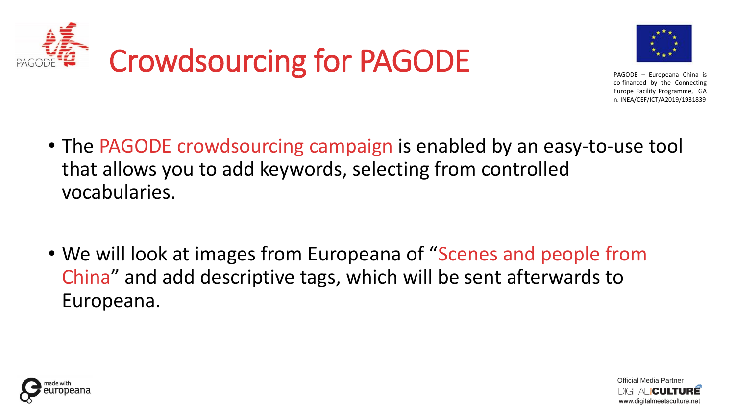# Crowdsourcing for PAGODE

PAGODE – Europeana China is co-financed by the Connecting Europe Facility Programme, GA n. INEA/CEF/ICT/A2019/1931839

- The PAGODE crowdsourcing campaign is enabled by an easy-to-use tool that allows you to add keywords, selecting from controlled vocabularies.
- We will look at images from Europeana of "Scenes and people from China" and add descriptive tags, which will be sent afterwards to Europeana.

made with europeana

Official Media Partner
DIGITAL CULTURE
www.digitalmeetsculture.net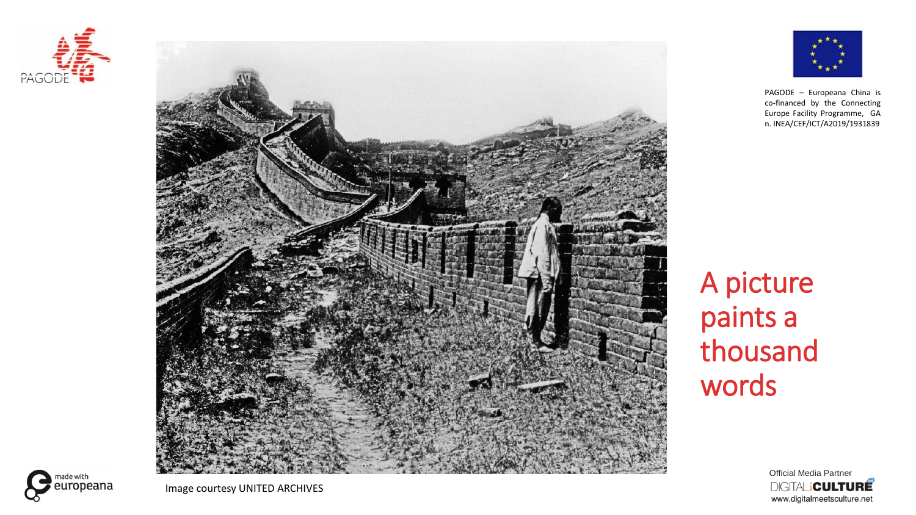PAGODE – Europeana China is co-financed by the Connecting Europe Facility Programme, GA n. INEA/CEF/ICT/A2019/1931839

# A picture paints a thousand words

Image courtesy UNITED ARCHIVES

Official Media Partner
DIGITAL CULTURE
www.digitalmeetsculture.net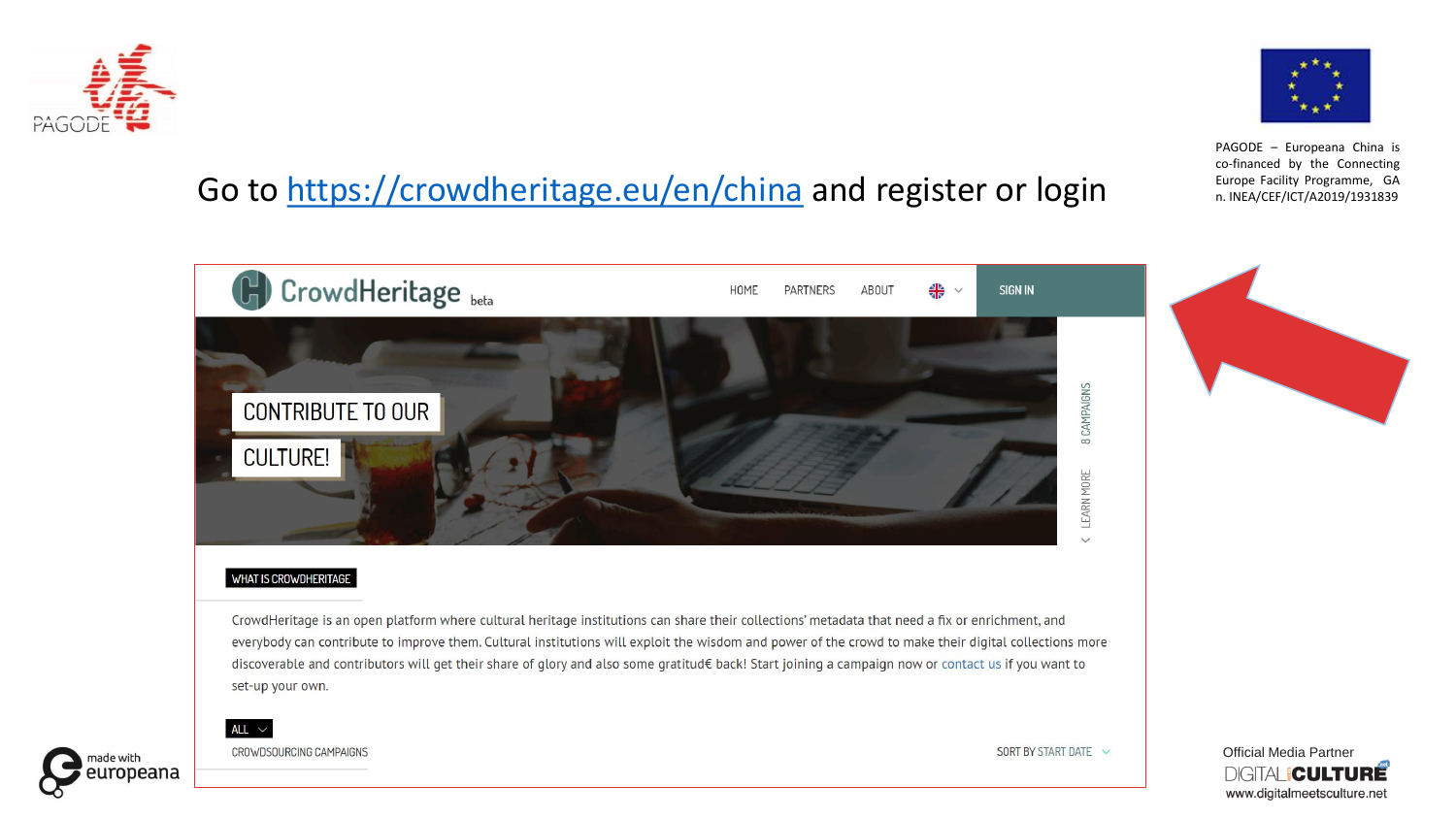PAGODE – Europeana China is co-financed by the Connecting Europe Facility Programme, GA n. INEA/CEF/ICT/A2019/1931839

Go to https://crowdheritage.eu/en/china and register or login

CrowdHeritage beta

HOME PARTNERS ABOUT SIGN IN

CONTRIBUTE TO OUR CULTURE!

8 CAMPAIGNS

LEARN MORE

WHAT IS CROWDHERITAGE

CrowdHeritage is an open platform where cultural heritage institutions can share their collections' metadata that need a fix or enrichment, and everybody can contribute to improve them. Cultural institutions will exploit the wisdom and power of the crowd to make their digital collections more discoverable and contributors will get their share of glory and also some gratitud€ back! Start joining a campaign now or contact us if you want to set-up your own.

ALL

CROWDSOURCING CAMPAIGNS

SORT BY START DATE

made with europeana

Official Media Partner DIGITAL meets CULTURE www.digitalmeetsculture.net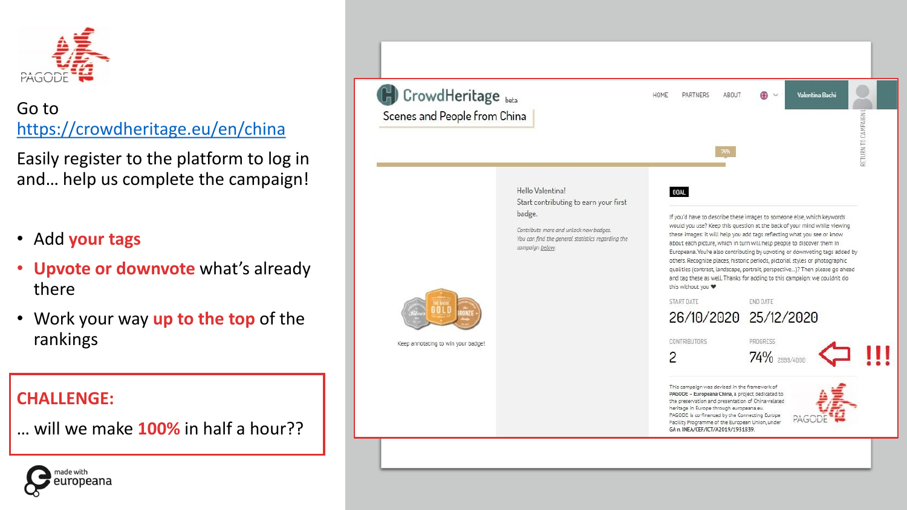Go to [https://crowdheritage.eu/en/china](https://crowdheritage.eu/en/china)

Easily register to the platform to log in and… help us complete the campaign!

- Add **your tags**
- **Upvote or downvote** what's already there
- Work your way **up to the top** of the rankings

**CHALLENGE:**

… will we make **100%** in half a hour??

CrowdHeritage beta

Scenes and People from China

HOME PARTNERS ABOUT

Valentina Bachi

74%

Hello Valentina!
Start contributing to earn your first badge.

*Contribute more and unlock new badges.*
*You can find the general statistics regarding the campaign below.*

Keep annotating to win your badge!

GOAL

If you'd have to describe these images to someone else, which keywords would you use? Keep this question at the back of your mind while viewing these images: it will help you add tags reflecting what you see or know about each picture, which in turn will help people to discover them in Europeana. You're also contributing by upvoting or downvoting tags added by others. Recognize places, historic periods, pictorial styles or photographic qualities (contrast, landscape, portrait, perspective...)? Then please go ahead and tag these as well. Thanks for adding to this campaign: we couldn't do this without you ❤

START DATE 26/10/2020

END DATE 25/12/2020

CONTRIBUTORS 2

PROGRESS 74% 2939/4000

!!!

This campaign was devised in the framework of PAGODE – Europeana China, a project dedicated to the preservation and presentation of China-related heritage in Europe through europeana.eu.
PAGODE is co-financed by the Connecting Europe Facility Programme of the European Union, under GA n. INEA/CEF/ICT/A2019/1931839.

made with europeana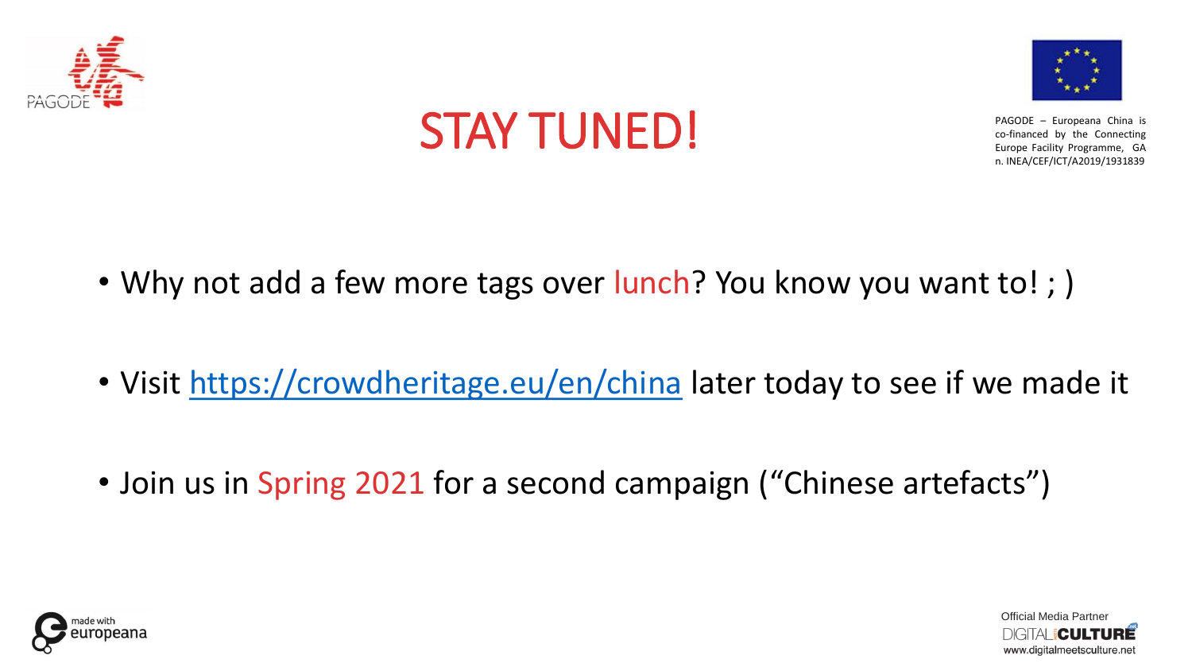PAGODE – Europeana China is co-financed by the Connecting Europe Facility Programme, GA n. INEA/CEF/ICT/A2019/1931839

# STAY TUNED!

- Why not add a few more tags over lunch? You know you want to! ; )
- Visit https://crowdheritage.eu/en/china later today to see if we made it
- Join us in Spring 2021 for a second campaign (“Chinese artefacts”)

made with europeana

Official Media Partner
DIGITAL CULTURE
www.digitalmeetsculture.net